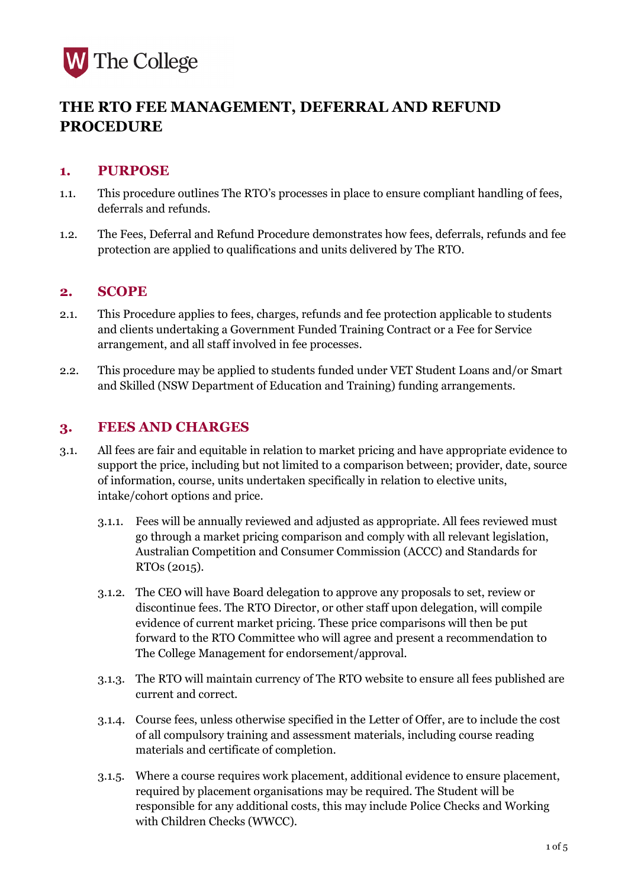The College

# THE RTO FEE MANAGEMENT, DEFERRAL AND REFUND PROCEDURE

## 1. PURPOSE

1.1. This procedure outlines The RTO's processes in place to ensure compliant handling of fees, deferrals and refunds.

1.2. The Fees, Deferral and Refund Procedure demonstrates how fees, deferrals, refunds and fee protection are applied to qualifications and units delivered by The RTO.

## 2. SCOPE

2.1. This Procedure applies to fees, charges, refunds and fee protection applicable to students and clients undertaking a Government Funded Training Contract or a Fee for Service arrangement, and all staff involved in fee processes.

2.2. This procedure may be applied to students funded under VET Student Loans and/or Smart and Skilled (NSW Department of Education and Training) funding arrangements.

## 3. FEES AND CHARGES

3.1. All fees are fair and equitable in relation to market pricing and have appropriate evidence to support the price, including but not limited to a comparison between; provider, date, source of information, course, units undertaken specifically in relation to elective units, intake/cohort options and price.

3.1.1. Fees will be annually reviewed and adjusted as appropriate. All fees reviewed must go through a market pricing comparison and comply with all relevant legislation, Australian Competition and Consumer Commission (ACCC) and Standards for RTOs (2015).

3.1.2. The CEO will have Board delegation to approve any proposals to set, review or discontinue fees. The RTO Director, or other staff upon delegation, will compile evidence of current market pricing. These price comparisons will then be put forward to the RTO Committee who will agree and present a recommendation to The College Management for endorsement/approval.

3.1.3. The RTO will maintain currency of The RTO website to ensure all fees published are current and correct.

3.1.4. Course fees, unless otherwise specified in the Letter of Offer, are to include the cost of all compulsory training and assessment materials, including course reading materials and certificate of completion.

3.1.5. Where a course requires work placement, additional evidence to ensure placement, required by placement organisations may be required. The Student will be responsible for any additional costs, this may include Police Checks and Working with Children Checks (WWCC).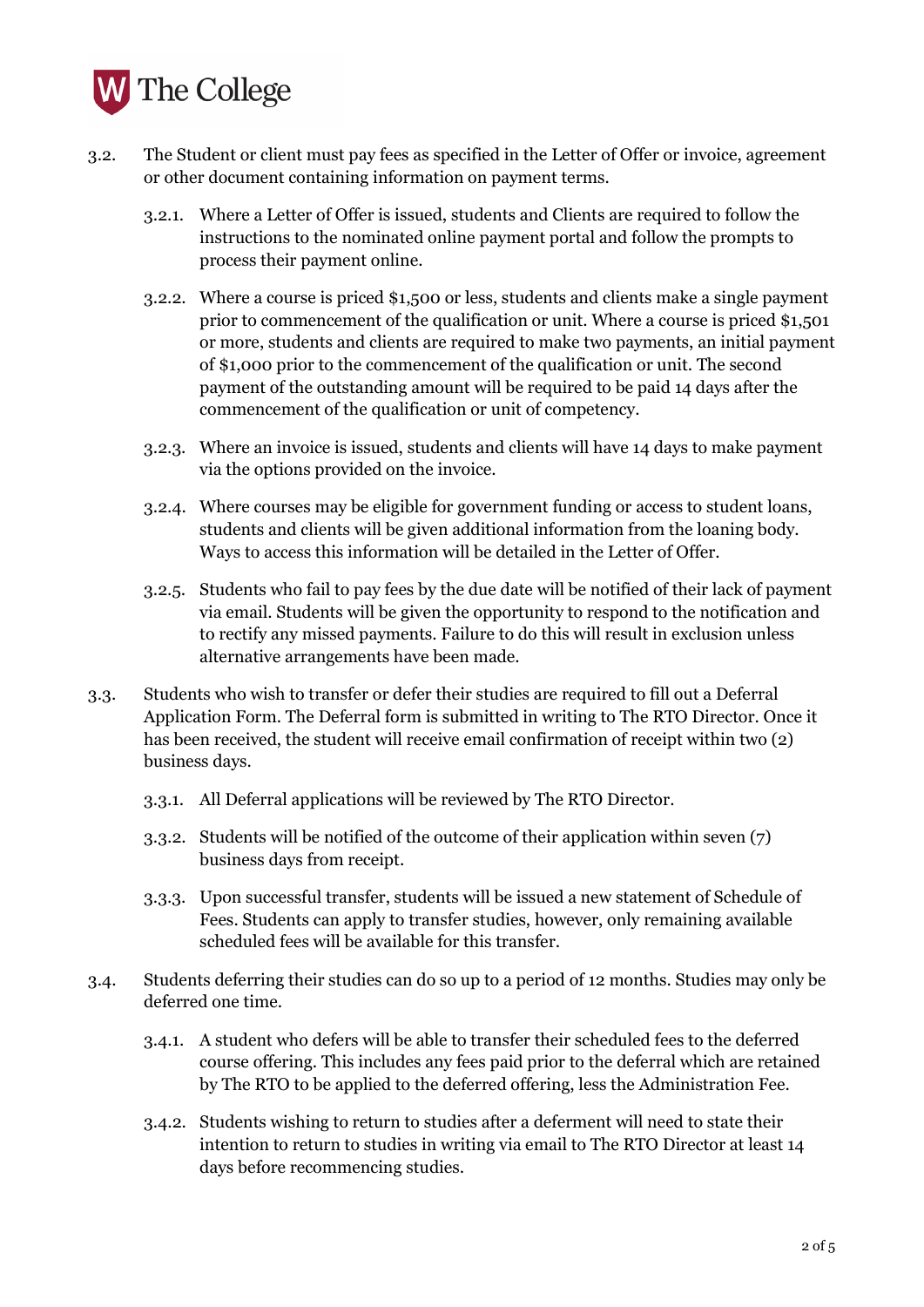3.2. The Student or client must pay fees as specified in the Letter of Offer or invoice, agreement or other document containing information on payment terms.

   3.2.1. Where a Letter of Offer is issued, students and Clients are required to follow the instructions to the nominated online payment portal and follow the prompts to process their payment online.

   3.2.2. Where a course is priced $1,500 or less, students and clients make a single payment prior to commencement of the qualification or unit. Where a course is priced $1,501 or more, students and clients are required to make two payments, an initial payment of $1,000 prior to the commencement of the qualification or unit. The second payment of the outstanding amount will be required to be paid 14 days after the commencement of the qualification or unit of competency.

   3.2.3. Where an invoice is issued, students and clients will have 14 days to make payment via the options provided on the invoice.

   3.2.4. Where courses may be eligible for government funding or access to student loans, students and clients will be given additional information from the loaning body. Ways to access this information will be detailed in the Letter of Offer.

   3.2.5. Students who fail to pay fees by the due date will be notified of their lack of payment via email. Students will be given the opportunity to respond to the notification and to rectify any missed payments. Failure to do this will result in exclusion unless alternative arrangements have been made.

3.3. Students who wish to transfer or defer their studies are required to fill out a Deferral Application Form. The Deferral form is submitted in writing to The RTO Director. Once it has been received, the student will receive email confirmation of receipt within two (2) business days.

   3.3.1. All Deferral applications will be reviewed by The RTO Director.

   3.3.2. Students will be notified of the outcome of their application within seven (7) business days from receipt.

   3.3.3. Upon successful transfer, students will be issued a new statement of Schedule of Fees. Students can apply to transfer studies, however, only remaining available scheduled fees will be available for this transfer.

3.4. Students deferring their studies can do so up to a period of 12 months. Studies may only be deferred one time.

   3.4.1. A student who defers will be able to transfer their scheduled fees to the deferred course offering. This includes any fees paid prior to the deferral which are retained by The RTO to be applied to the deferred offering, less the Administration Fee.

   3.4.2. Students wishing to return to studies after a deferment will need to state their intention to return to studies in writing via email to The RTO Director at least 14 days before recommencing studies.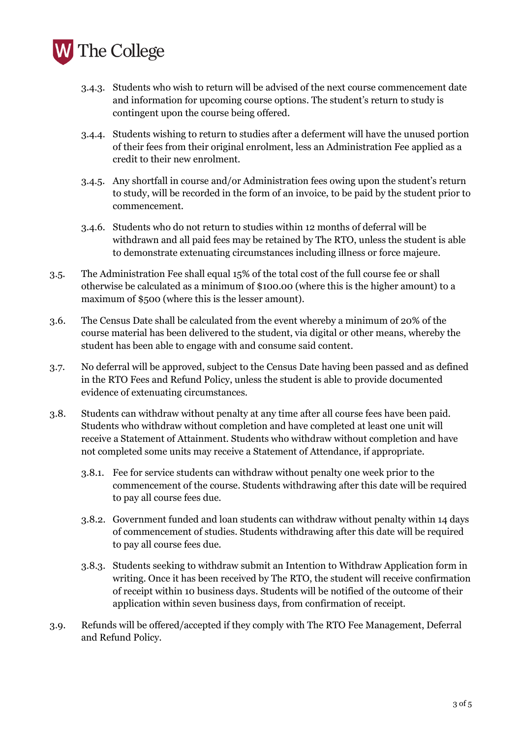- 3.4.3. Students who wish to return will be advised of the next course commencement date and information for upcoming course options. The student's return to study is contingent upon the course being offered.

- 3.4.4. Students wishing to return to studies after a deferment will have the unused portion of their fees from their original enrolment, less an Administration Fee applied as a credit to their new enrolment.

- 3.4.5. Any shortfall in course and/or Administration fees owing upon the student's return to study, will be recorded in the form of an invoice, to be paid by the student prior to commencement.

- 3.4.6. Students who do not return to studies within 12 months of deferral will be withdrawn and all paid fees may be retained by The RTO, unless the student is able to demonstrate extenuating circumstances including illness or force majeure.

3.5. The Administration Fee shall equal 15% of the total cost of the full course fee or shall otherwise be calculated as a minimum of $100.00 (where this is the higher amount) to a maximum of $500 (where this is the lesser amount).

3.6. The Census Date shall be calculated from the event whereby a minimum of 20% of the course material has been delivered to the student, via digital or other means, whereby the student has been able to engage with and consume said content.

3.7. No deferral will be approved, subject to the Census Date having been passed and as defined in the RTO Fees and Refund Policy, unless the student is able to provide documented evidence of extenuating circumstances.

3.8. Students can withdraw without penalty at any time after all course fees have been paid. Students who withdraw without completion and have completed at least one unit will receive a Statement of Attainment. Students who withdraw without completion and have not completed some units may receive a Statement of Attendance, if appropriate.

- 3.8.1. Fee for service students can withdraw without penalty one week prior to the commencement of the course. Students withdrawing after this date will be required to pay all course fees due.

- 3.8.2. Government funded and loan students can withdraw without penalty within 14 days of commencement of studies. Students withdrawing after this date will be required to pay all course fees due.

- 3.8.3. Students seeking to withdraw submit an Intention to Withdraw Application form in writing. Once it has been received by The RTO, the student will receive confirmation of receipt within 10 business days. Students will be notified of the outcome of their application within seven business days, from confirmation of receipt.

3.9. Refunds will be offered/accepted if they comply with The RTO Fee Management, Deferral and Refund Policy.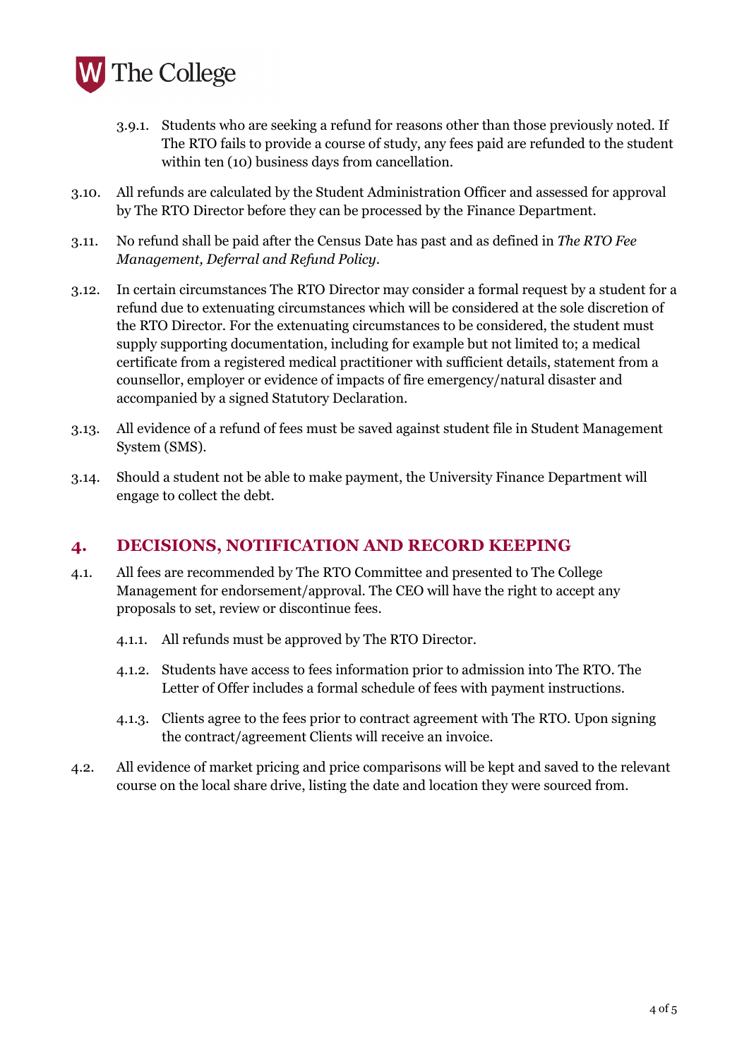3.9.1. Students who are seeking a refund for reasons other than those previously noted. If The RTO fails to provide a course of study, any fees paid are refunded to the student within ten (10) business days from cancellation.

3.10. All refunds are calculated by the Student Administration Officer and assessed for approval by The RTO Director before they can be processed by the Finance Department.

3.11. No refund shall be paid after the Census Date has past and as defined in *The RTO Fee Management, Deferral and Refund Policy*.

3.12. In certain circumstances The RTO Director may consider a formal request by a student for a refund due to extenuating circumstances which will be considered at the sole discretion of the RTO Director. For the extenuating circumstances to be considered, the student must supply supporting documentation, including for example but not limited to; a medical certificate from a registered medical practitioner with sufficient details, statement from a counsellor, employer or evidence of impacts of fire emergency/natural disaster and accompanied by a signed Statutory Declaration.

3.13. All evidence of a refund of fees must be saved against student file in Student Management System (SMS).

3.14. Should a student not be able to make payment, the University Finance Department will engage to collect the debt.

## 4. DECISIONS, NOTIFICATION AND RECORD KEEPING

4.1. All fees are recommended by The RTO Committee and presented to The College Management for endorsement/approval. The CEO will have the right to accept any proposals to set, review or discontinue fees.

4.1.1. All refunds must be approved by The RTO Director.

4.1.2. Students have access to fees information prior to admission into The RTO. The Letter of Offer includes a formal schedule of fees with payment instructions.

4.1.3. Clients agree to the fees prior to contract agreement with The RTO. Upon signing the contract/agreement Clients will receive an invoice.

4.2. All evidence of market pricing and price comparisons will be kept and saved to the relevant course on the local share drive, listing the date and location they were sourced from.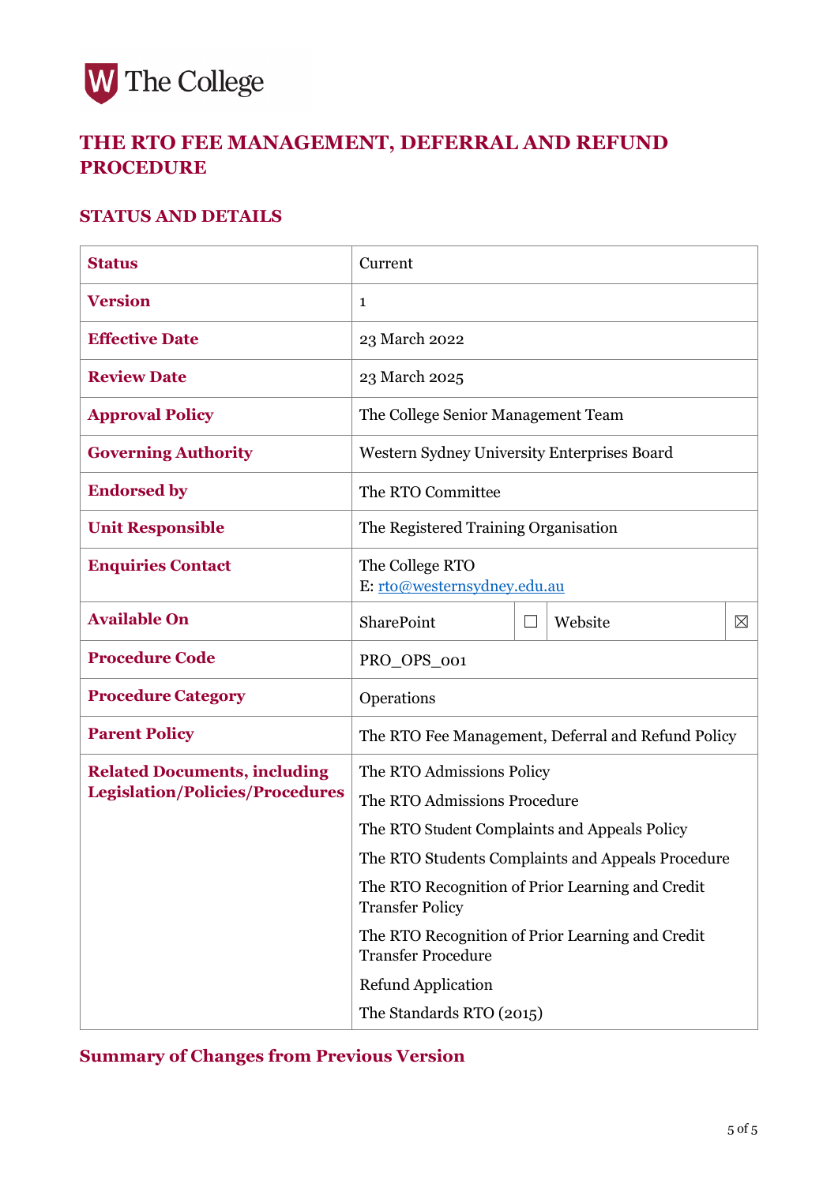# THE RTO FEE MANAGEMENT, DEFERRAL AND REFUND PROCEDURE

## STATUS AND DETAILS

| | | | | |
|---|---|---|---|---|
| **Status** | Current | | | |
| **Version** | 1 | | | |
| **Effective Date** | 23 March 2022 | | | |
| **Review Date** | 23 March 2025 | | | |
| **Approval Policy** | The College Senior Management Team | | | |
| **Governing Authority** | Western Sydney University Enterprises Board | | | |
| **Endorsed by** | The RTO Committee | | | |
| **Unit Responsible** | The Registered Training Organisation | | | |
| **Enquiries Contact** | The College RTO<br>E: rto@westernsydney.edu.au | | | |
| **Available On** | SharePoint | ☐ | Website | ☒ |
| **Procedure Code** | PRO_OPS_001 | | | |
| **Procedure Category** | Operations | | | |
| **Parent Policy** | The RTO Fee Management, Deferral and Refund Policy | | | |
| **Related Documents, including Legislation/Policies/Procedures** | The RTO Admissions Policy<br>The RTO Admissions Procedure<br>The RTO Student Complaints and Appeals Policy<br>The RTO Students Complaints and Appeals Procedure<br>The RTO Recognition of Prior Learning and Credit Transfer Policy<br>The RTO Recognition of Prior Learning and Credit Transfer Procedure<br>Refund Application<br>The Standards RTO (2015) | | | |

### Summary of Changes from Previous Version